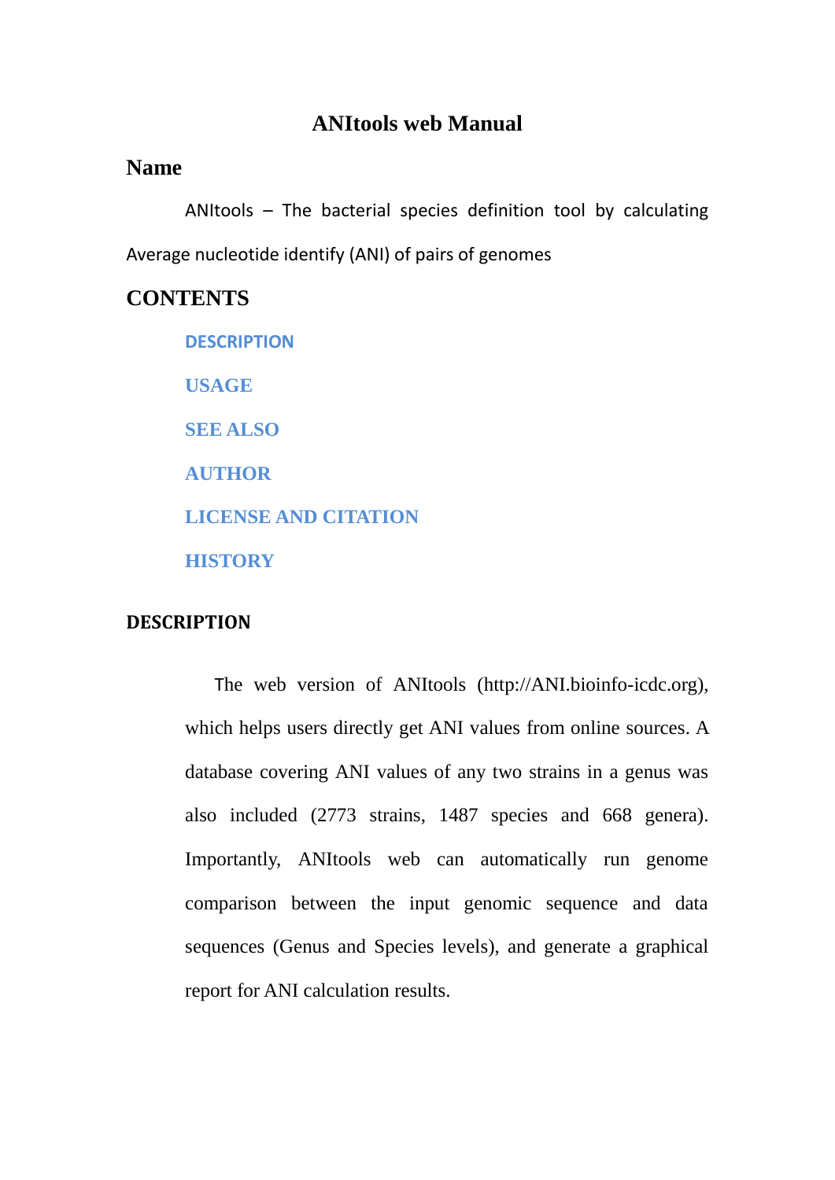# ANItools web Manual

## Name

ANItools – The bacterial species definition tool by calculating Average nucleotide identify (ANI) of pairs of genomes

## CONTENTS

- DESCRIPTION
- USAGE
- SEE ALSO
- AUTHOR
- LICENSE AND CITATION
- HISTORY

## DESCRIPTION

The web version of ANItools (http://ANI.bioinfo-icdc.org), which helps users directly get ANI values from online sources. A database covering ANI values of any two strains in a genus was also included (2773 strains, 1487 species and 668 genera). Importantly, ANItools web can automatically run genome comparison between the input genomic sequence and data sequences (Genus and Species levels), and generate a graphical report for ANI calculation results.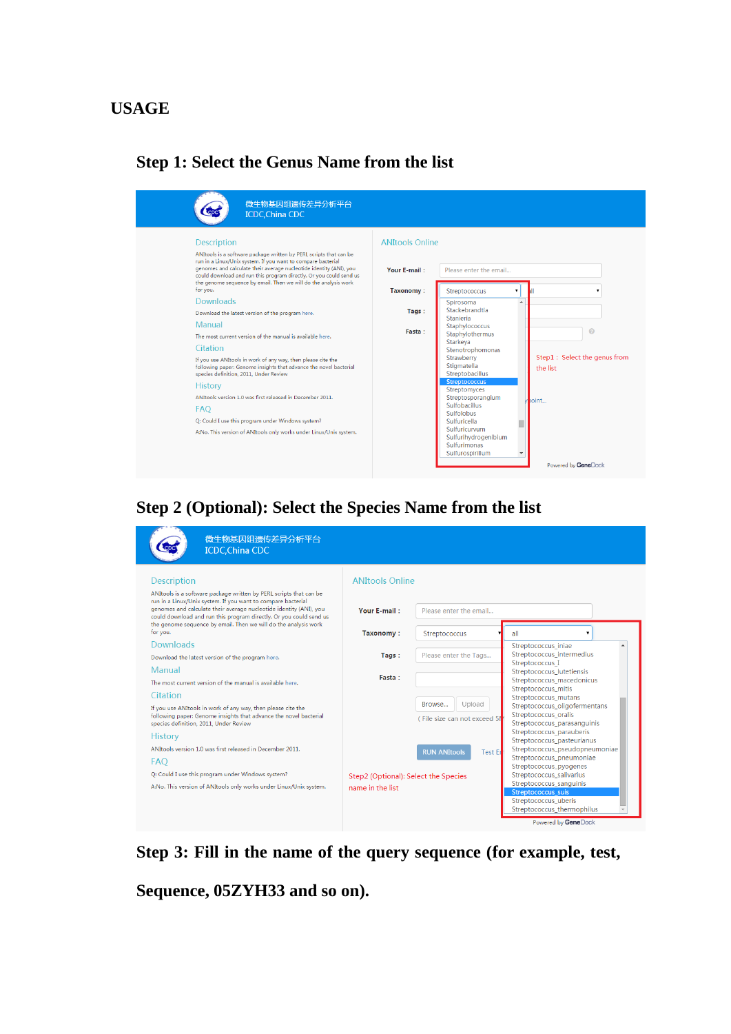# USAGE

## Step 1: Select the Genus Name from the list

## Step 2 (Optional): Select the Species Name from the list

## Step 3: Fill in the name of the query sequence (for example, test, Sequence, 05ZYH33 and so on).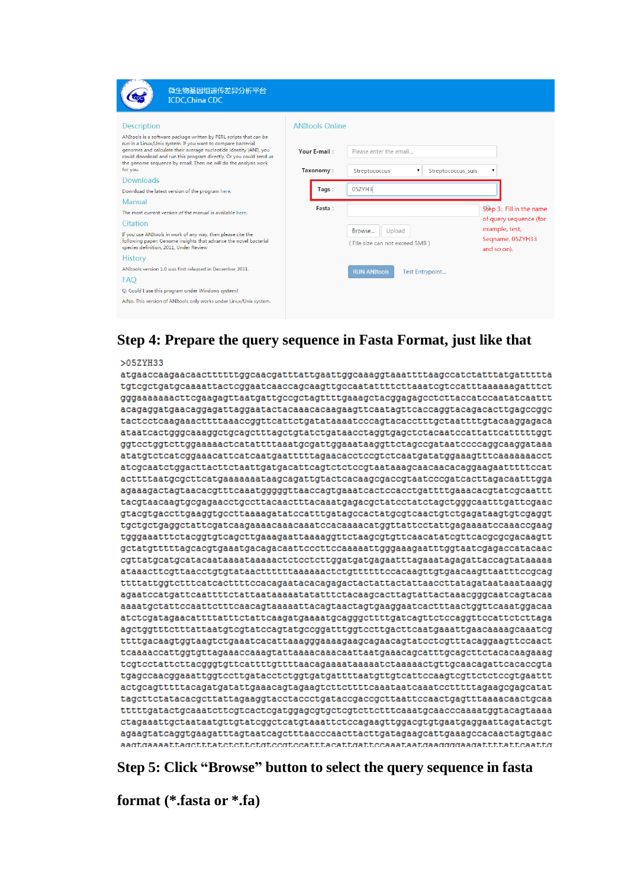微生物基因组遗传差异分析平台
ICDC,China CDC

Description

ANItools is a software package written by PERL scripts that can be run in a Linux/Unix system. If you want to compare bacterial genomes and calculate their average nucleotide identity (ANI), you could download and run this program directly. Or you could send us the genome sequence by email. Then we will do the analysis work for you.

Downloads

Download the latest version of the program here.

Manual

The most current version of the manual is available here.

Citation

If you use ANItools in work of any way, then please cite the following paper: Genome insights that advance the novel bacterial species definition, 2011, Under Review

History

ANItools version 1.0 was first released in December 2011.

FAQ

Q: Could I use this program under Windows system?

A:No. This version of ANItools only works under Linux/Unix system.

ANItools Online

Your E-mail : Please enter the email...

Taxonomy : Streptococcus | Streptococcus_suis

Tags : 05ZYH3

Fasta :

Browse... Upload

( File size can not exceed 5MB )

RUN ANItools Test Entrypoint...

Step 3: Fill in the name of query sequence (for example, test, Seqname, 05ZYH33 and so on).

## Step 4: Prepare the query sequence in Fasta Format, just like that

```
>05ZYH33
atgaaccaagaacaactttttggcaacgatttattgaattggcaaaggtaaattttaagccatctatttatgattttta
tgtcgctgatgcaaaattactcggaatcaaccagcaagttgccaatatttcttaaatcgtccatttaaaaaagatttct
gggaaaaaaacttcgaagagttaatgattgccgctagttttgaaagctacggagagcctcttaccatccaatatcaattt
acagaggatgaacaggagattaggaatactacaaacacaagaagttcaatagttcaccaggtacagacacttgagccggc
tactcctcaagaaactttttaaaccggttcattctgatataaaatcccagtacacctttgctaattttgtacaaggagaca
ataatcactgggcaaaggctgcagctttagctgtatctgataacctaggtgagctctacaatccattattcattttttggt
ggtcctggtcttggaaaaactcatattttaaatgcgattggaaataaggttctagccgataatccccaggcaaggataaa
atatgtctcatcggaaacattcatcaatgaattttttagaacacctccgtctcaatgatatggaaagtttcaaaaaaacct
atcgcaatctggacttacttcattgatgacattcagttctctccgtaataaagcaacaacacaggaagaattttttccat
acttttaatgcgcttcatgaaaaaaataagcagattgtactcacaagcgaccgtaatcccgatcacttagacaatttgga
agaaagactagtaacacgtttcaaatggggggttaaccagtgaaatcactccacctgattttgaaacacgtatcgcaattt
tacgtaacaagtgcgagaacctgccttacaacttacaaatgagacgctatcctatctagctgggcaatttgattcgaac
gtacgtgaccttgaaggtgccttaaaagatatccatttgatagccactatgcgtcaactgtctgagataagtgtcgaggt
tgctgctgaggctattcgatcaagaaaacaaacaaatcccacaaaacatggttattcctattgagaaaatccaaaccgaag
tgggaaatttctacggtgtcagcttgaaagaattaaaaggttctaagcgtgttcaacatatcgttcacgcgcgacaagtt
gctatgttttttagcacgtgaaatgacagacaattccctttccaaaaatgggaagaattttggtaatcgagaccatacaac
cgttatgcatgcatacaataaaataaaaactctcctcttggatgatgagaatttagaaatagagattaccagtataaaaa
ataaacttcgttaacctgtgtataactttttttaaaaaactctgttttttcccacaagttgtgaacaagttaatttccgcag
ttttattggtctttcatcacttttccacagaatacacagagactcattactatcttatacttaacttatagatataaataaagg
agaatccatgattcaattttctattaataaaatatatttctacaagcacttagtattactaaacgggcaatcagtacaa
aaaatgctattccaattctttcaacagtaaaaattacagtaactagtgaaggaatcactttaactggttcaaatggacaa
atctcgatagaacatttatttctattcaagatgaaaatgcagggctttttgatcagttctccaggttccattctcttaga
agctggtttctttattaatgtcgtatccagtatgccggatttggtccttgacttcaatgaaattgaacaaaagcaaatcg
ttttgacaagtggtaagtctgaaatcacattaaagggaaaagaagcagaacagtatcctcgtttacaggaagttccaact
tcaaaaccattggtgttagaaaccaaagtattaaaacaaacaattaatgaaacagcatttgcagcttctacacaagaaag
tcgtcctattcttacgggtgttcatttttgttttaacagaaaataaaaatctaaaaactgttgcaacagattcacaccgta
tgagccaacggaaattggtccttgatacctctggtgatgattttaatgttgtcattccaagtcgttctctccgtgaattt
actgcagtttttacagatgatattgaaacagtagaagtcttcttttcaaataatcaaatccctttttagaagcgagcatat
tagcttctatacacgcttattagaaggtaccaccctgataccgacgcttaattccaactgagttaaaacaactgcaa
tttttgatactgcaaatcttcgtcactcgatggagcgtgctcgtcttctttcaaatgcaacccaaaatggtacagtaaaa
ctagaaattgctaataatgttgtatcggctcatgtaaatttctccagaagttggacgtgtgaatgaggaattagatactgt
agaagtatcaggtgaagatttagtaatcagctttaacccaacttacttgatagaagcattgaaagccacaactagtgaac
aagtgaaaaattagctttatctctttctgtcgtccatttacattgatttccaaataatgaaggggaagatttatttcaattg
```

## Step 5: Click "Browse" button to select the query sequence in fasta format (*.fasta or *.fa)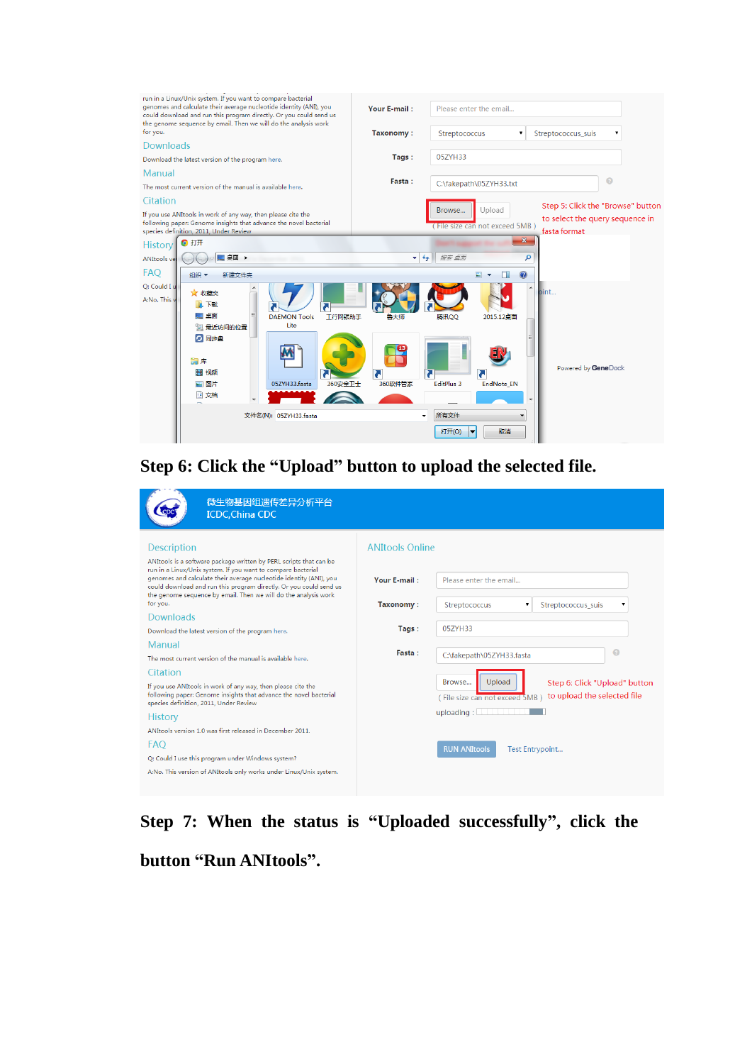**Step 6: Click the "Upload" button to upload the selected file.**

**Step 7: When the status is "Uploaded successfully", click the button "Run ANItools".**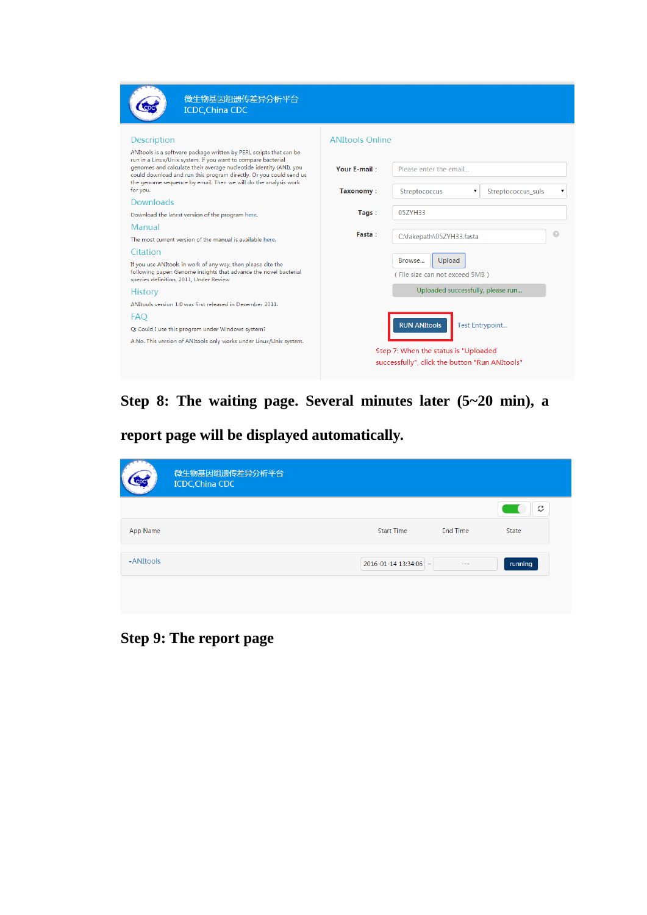**Step 8: The waiting page. Several minutes later (5~20 min), a report page will be displayed automatically.**

**Step 9: The report page**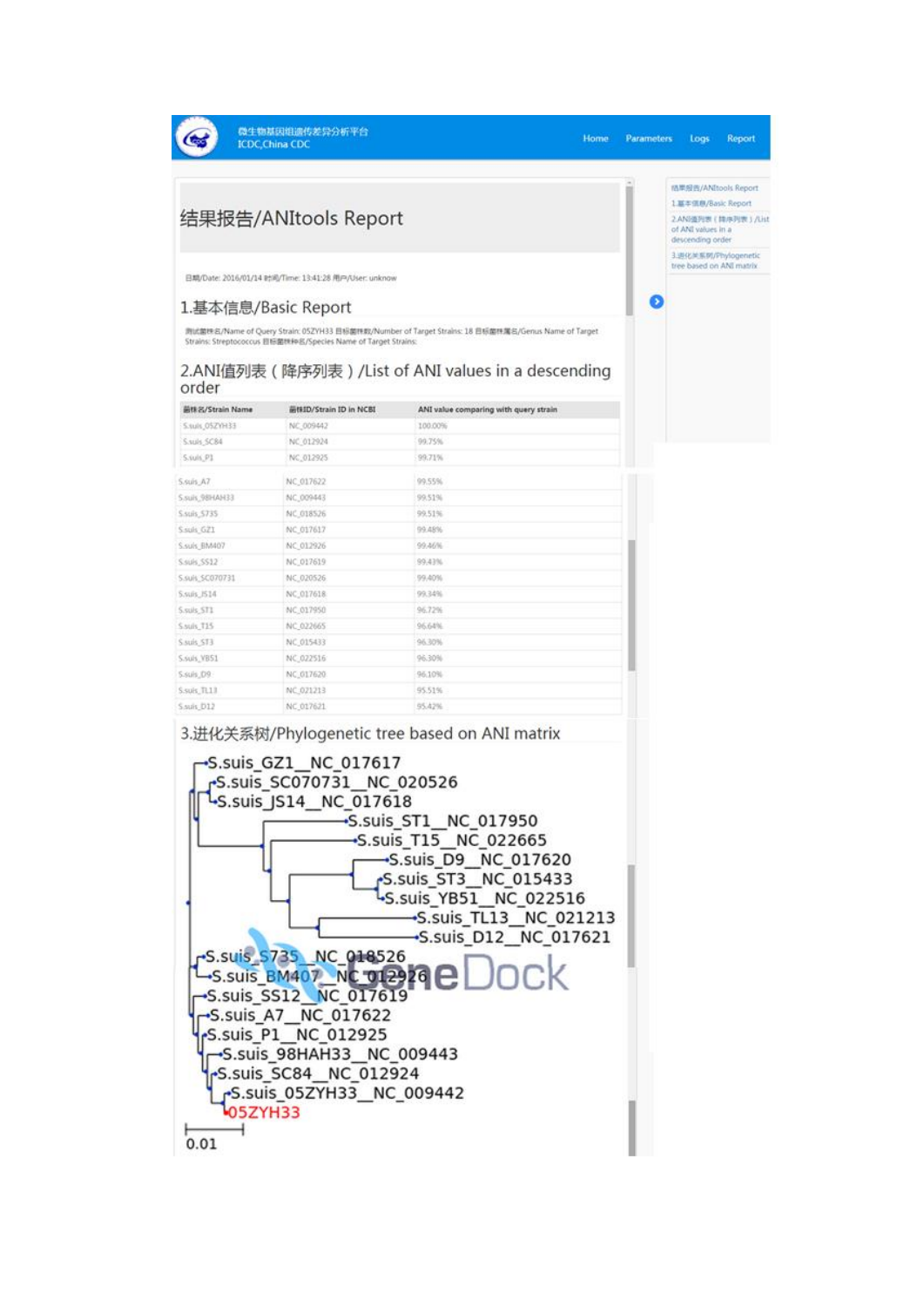微生物基因组遗传差异分析平台
ICDC,China CDC

Home Parameters Logs Report

# 结果报告/ANItools Report

日期/Date: 2016/01/14 时间/Time: 13:41:28 用户/User: unknow

## 1.基本信息/Basic Report

测试菌株名/Name of Query Strain: 05ZYH33 目标菌株数/Number of Target Strains: 18 目标菌株属名/Genus Name of Target Strains: Streptococcus 目标菌株种名/Species Name of Target Strains:

## 2.ANI值列表（降序列表）/List of ANI values in a descending order

| 菌株名/Strain Name | 菌株ID/Strain ID in NCBI | ANI value comparing with query strain |
|---|---|---|
| S.suis_05ZYH33 | NC_009442 | 100.00% |
| S.suis_SC84 | NC_012924 | 99.75% |
| S.suis_P1 | NC_012925 | 99.71% |
| S.suis_A7 | NC_017622 | 99.55% |
| S.suis_98HAH33 | NC_009443 | 99.51% |
| S.suis_S735 | NC_018526 | 99.51% |
| S.suis_GZ1 | NC_017617 | 99.48% |
| S.suis_BM407 | NC_012926 | 99.46% |
| S.suis_SS12 | NC_017619 | 99.43% |
| S.suis_SC070731 | NC_020526 | 99.40% |
| S.suis_JS14 | NC_017618 | 99.34% |
| S.suis_ST1 | NC_017950 | 96.72% |
| S.suis_T15 | NC_022665 | 96.64% |
| S.suis_ST3 | NC_015433 | 96.30% |
| S.suis_YB51 | NC_022516 | 96.30% |
| S.suis_D9 | NC_017620 | 96.10% |
| S.suis_TL13 | NC_021213 | 95.51% |
| S.suis_D12 | NC_017621 | 95.42% |

## 3.进化关系树/Phylogenetic tree based on ANI matrix

S.suis_GZ1__NC_017617
S.suis_SC070731__NC_020526
S.suis_JS14__NC_017618
S.suis_ST1__NC_017950
S.suis_T15__NC_022665
S.suis_D9__NC_017620
S.suis_ST3__NC_015433
S.suis_YB51__NC_022516
S.suis_TL13__NC_021213
S.suis_D12__NC_017621
S.suis_S735__NC_018526
S.suis_BM407__NC_012926
S.suis_SS12__NC_017619
S.suis_A7__NC_017622
S.suis_P1__NC_012925
S.suis_98HAH33__NC_009443
S.suis_SC84__NC_012924
S.suis_05ZYH33__NC_009442
05ZYH33

0.01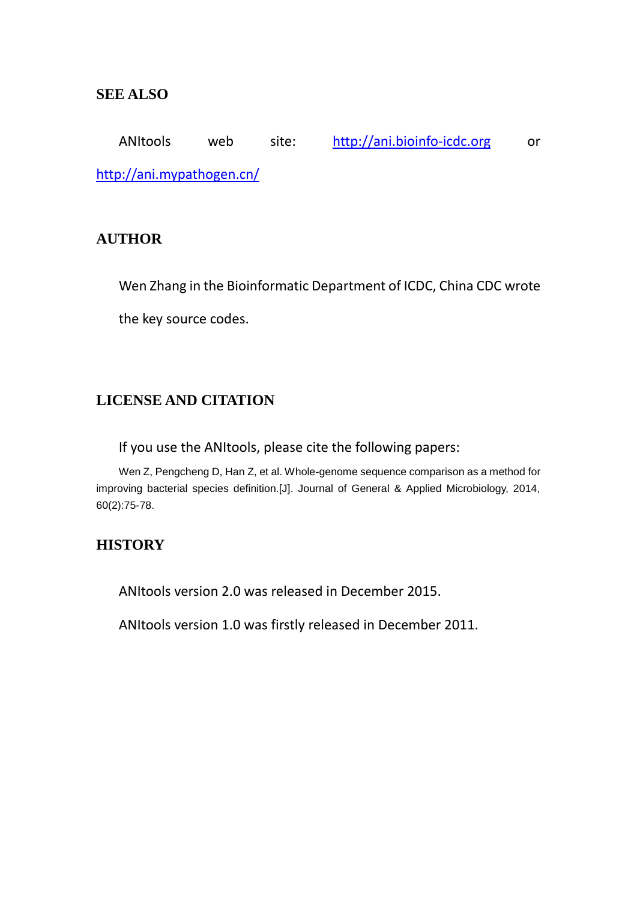## SEE ALSO

ANItools web site: http://ani.bioinfo-icdc.org or http://ani.mypathogen.cn/

## AUTHOR

Wen Zhang in the Bioinformatic Department of ICDC, China CDC wrote the key source codes.

## LICENSE AND CITATION

If you use the ANItools, please cite the following papers:

Wen Z, Pengcheng D, Han Z, et al. Whole-genome sequence comparison as a method for improving bacterial species definition.[J]. Journal of General & Applied Microbiology, 2014, 60(2):75-78.

## HISTORY

ANItools version 2.0 was released in December 2015.

ANItools version 1.0 was firstly released in December 2011.